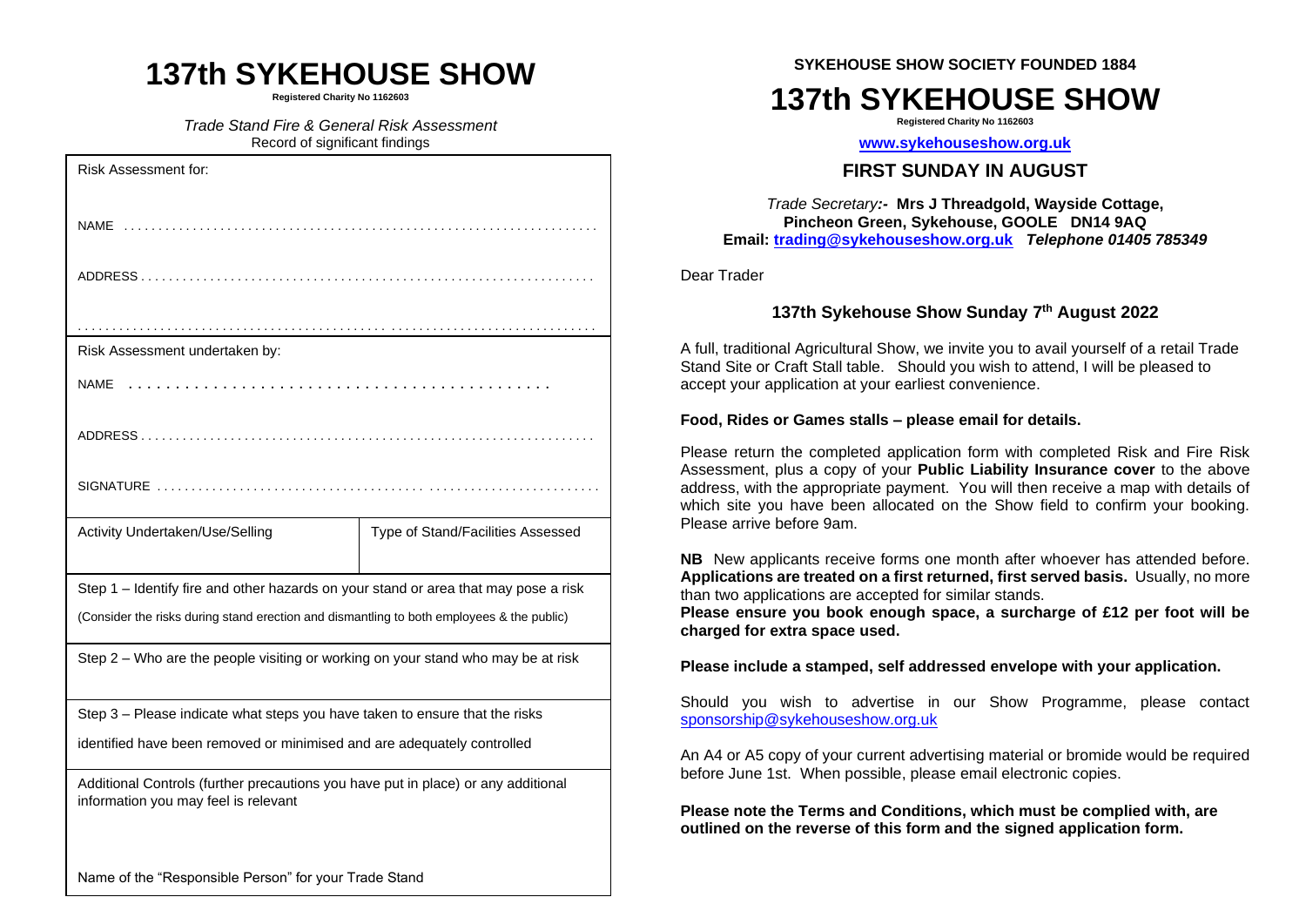# 137th SYKEHOUSE SHOW

**Registered Charity No 1162603**

*Trade Stand Fire & General Risk Assessment*
Record of significant findings

| Risk Assessment for: | |
|---|---|
| NAME . . . . . . . . . . . . . . . . . . . . . . . . . . . . . . . . . . . . . . . . . . . . . . . . . . . . . . . . . . . . . . . . | |
| ADDRESS . . . . . . . . . . . . . . . . . . . . . . . . . . . . . . . . . . . . . . . . . . . . . . . . . . . . . . . . . . . . . . . . | |
| . . . . . . . . . . . . . . . . . . . . . . . . . . . . . . . . . . . . . . . . . . . . . . . . . . . . . . . . . . . . . . . . . . . . . | |
| Risk Assessment undertaken by: | |
| NAME . . . . . . . . . . . . . . . . . . . . . . . . . . . . . . . . . . . . . . . . . . . . . | |
| ADDRESS . . . . . . . . . . . . . . . . . . . . . . . . . . . . . . . . . . . . . . . . . . . . . . . . . . . . . . . . . . . . . . . . | |
| SIGNATURE . . . . . . . . . . . . . . . . . . . . . . . . . . . . . . . . . . . . . . . . . . . . . . . . . . . . . . . . . . . . . . | |
| Activity Undertaken/Use/Selling | Type of Stand/Facilities Assessed |
| Step 1 – Identify fire and other hazards on your stand or area that may pose a risk<br>(Consider the risks during stand erection and dismantling to both employees & the public) | |
| Step 2 – Who are the people visiting or working on your stand who may be at risk | |
| Step 3 – Please indicate what steps you have taken to ensure that the risks identified have been removed or minimised and are adequately controlled | |
| Additional Controls (further precautions you have put in place) or any additional information you may feel is relevant | |
| Name of the "Responsible Person" for your Trade Stand | |

**SYKEHOUSE SHOW SOCIETY FOUNDED 1884**

# 137th SYKEHOUSE SHOW

**Registered Charity No 1162603**

**www.sykehouseshow.org.uk**

## FIRST SUNDAY IN AUGUST

*Trade Secretary:-* **Mrs J Threadgold, Wayside Cottage, Pincheon Green, Sykehouse, GOOLE DN14 9AQ**
**Email: trading@sykehouseshow.org.uk** ***Telephone 01405 785349***

Dear Trader

### 137th Sykehouse Show Sunday 7th August 2022

A full, traditional Agricultural Show, we invite you to avail yourself of a retail Trade Stand Site or Craft Stall table. Should you wish to attend, I will be pleased to accept your application at your earliest convenience.

**Food, Rides or Games stalls – please email for details.**

Please return the completed application form with completed Risk and Fire Risk Assessment, plus a copy of your **Public Liability Insurance cover** to the above address, with the appropriate payment. You will then receive a map with details of which site you have been allocated on the Show field to confirm your booking. Please arrive before 9am.

**NB** New applicants receive forms one month after whoever has attended before. **Applications are treated on a first returned, first served basis.** Usually, no more than two applications are accepted for similar stands.
**Please ensure you book enough space, a surcharge of £12 per foot will be charged for extra space used.**

**Please include a stamped, self addressed envelope with your application.**

Should you wish to advertise in our Show Programme, please contact sponsorship@sykehouseshow.org.uk

An A4 or A5 copy of your current advertising material or bromide would be required before June 1st. When possible, please email electronic copies.

**Please note the Terms and Conditions, which must be complied with, are outlined on the reverse of this form and the signed application form.**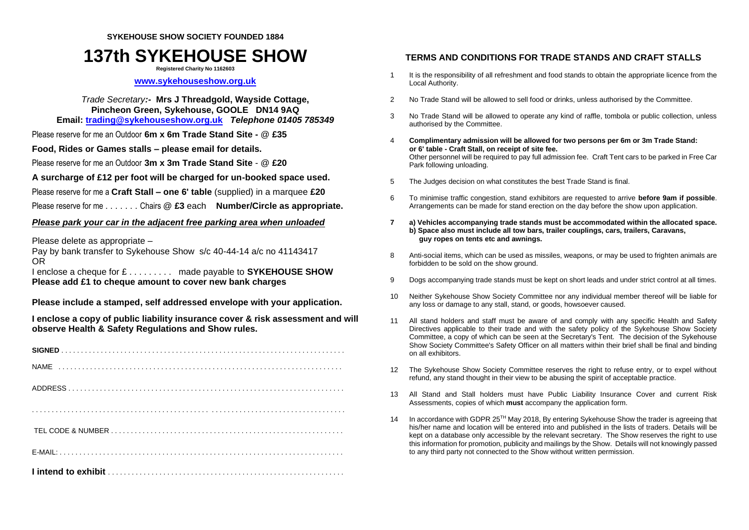**SYKEHOUSE SHOW SOCIETY FOUNDED 1884**

# 137th SYKEHOUSE SHOW

**Registered Charity No 1162603**

**www.sykehouseshow.org.uk**

*Trade Secretary:-* **Mrs J Threadgold, Wayside Cottage, Pincheon Green, Sykehouse, GOOLE DN14 9AQ**
**Email: trading@sykehouseshow.org.uk** ***Telephone 01405 785349***

Please reserve for me an Outdoor **6m x 6m Trade Stand Site -** @ **£35**

**Food, Rides or Games stalls – please email for details.**

Please reserve for me an Outdoor **3m x 3m Trade Stand Site** - @ **£20**

**A surcharge of £12 per foot will be charged for un-booked space used.**

Please reserve for me a **Craft Stall – one 6' table** (supplied) in a marquee **£20**

Please reserve for me . . . . . . . Chairs @ **£3** each **Number/Circle as appropriate.**

***Please park your car in the adjacent free parking area when unloaded***

Please delete as appropriate –

Pay by bank transfer to Sykehouse Show s/c 40-44-14 a/c no 41143417

OR

I enclose a cheque for £ . . . . . . . . . made payable to **SYKEHOUSE SHOW**
**Please add £1 to cheque amount to cover new bank charges**

**Please include a stamped, self addressed envelope with your application.**

**I enclose a copy of public liability insurance cover & risk assessment and will observe Health & Safety Regulations and Show rules.**

**SIGNED** . . . . . . . . . . . . . . . . . . . . . . . . . . . . . . . . . . . . . . . . . . . . . . . . . . . . . . . . . . . . . . . . . . . . . . .

NAME . . . . . . . . . . . . . . . . . . . . . . . . . . . . . . . . . . . . . . . . . . . . . . . . . . . . . . . . . . . . . . . . . . . . . . .

ADDRESS . . . . . . . . . . . . . . . . . . . . . . . . . . . . . . . . . . . . . . . . . . . . . . . . . . . . . . . . . . . . . . . . . . . . .

. . . . . . . . . . . . . . . . . . . . . . . . . . . . . . . . . . . . . . . . . . . . . . . . . . . . . . . . . . . . . . . . . . . . . . . . . . .

TEL CODE & NUMBER . . . . . . . . . . . . . . . . . . . . . . . . . . . . . . . . . . . . . . . . . . . . . . . . . . . . . . . . . .

E-MAIL: . . . . . . . . . . . . . . . . . . . . . . . . . . . . . . . . . . . . . . . . . . . . . . . . . . . . . . . . . . . . . . . . . . . . . .

**I intend to exhibit** . . . . . . . . . . . . . . . . . . . . . . . . . . . . . . . . . . . . . . . . . . . . . . . . . . . . . . . . . . .

## TERMS AND CONDITIONS FOR TRADE STANDS AND CRAFT STALLS

1. It is the responsibility of all refreshment and food stands to obtain the appropriate licence from the Local Authority.
2. No Trade Stand will be allowed to sell food or drinks, unless authorised by the Committee.
3. No Trade Stand will be allowed to operate any kind of raffle, tombola or public collection, unless authorised by the Committee.
4. **Complimentary admission will be allowed for two persons per 6m or 3m Trade Stand: or 6' table - Craft Stall, on receipt of site fee.**
   Other personnel will be required to pay full admission fee. Craft Tent cars to be parked in Free Car Park following unloading.
5. The Judges decision on what constitutes the best Trade Stand is final.
6. To minimise traffic congestion, stand exhibitors are requested to arrive **before 9am if possible**. Arrangements can be made for stand erection on the day before the show upon application.
7. **a) Vehicles accompanying trade stands must be accommodated within the allocated space.**
   **b) Space also must include all tow bars, trailer couplings, cars, trailers, Caravans, guy ropes on tents etc and awnings.**
8. Anti-social items, which can be used as missiles, weapons, or may be used to frighten animals are forbidden to be sold on the show ground.
9. Dogs accompanying trade stands must be kept on short leads and under strict control at all times.
10. Neither Sykehouse Show Society Committee nor any individual member thereof will be liable for any loss or damage to any stall, stand, or goods, howsoever caused.
11. All stand holders and staff must be aware of and comply with any specific Health and Safety Directives applicable to their trade and with the safety policy of the Sykehouse Show Society Committee, a copy of which can be seen at the Secretary's Tent. The decision of the Sykehouse Show Society Committee's Safety Officer on all matters within their brief shall be final and binding on all exhibitors.
12. The Sykehouse Show Society Committee reserves the right to refuse entry, or to expel without refund, any stand thought in their view to be abusing the spirit of acceptable practice.
13. All Stand and Stall holders must have Public Liability Insurance Cover and current Risk Assessments, copies of which **must** accompany the application form.
14. In accordance with GDPR 25TH May 2018, By entering Sykehouse Show the trader is agreeing that his/her name and location will be entered into and published in the lists of traders. Details will be kept on a database only accessible by the relevant secretary. The Show reserves the right to use this information for promotion, publicity and mailings by the Show. Details will not knowingly passed to any third party not connected to the Show without written permission.